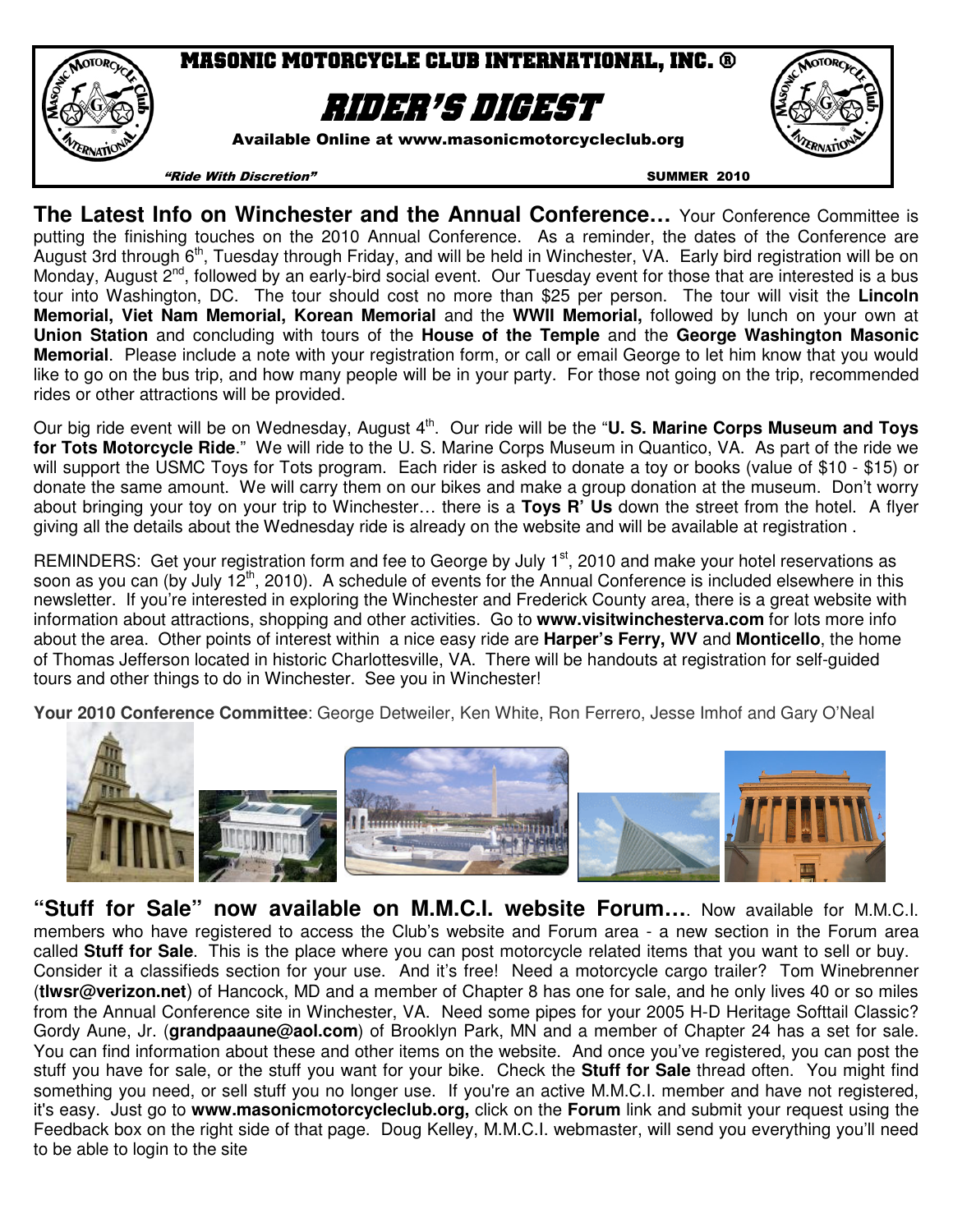# MASONIC MOTORCYCLE CLUB INTERNATIONAL, INC. ®

# RIDER'S DIGEST

**Available Online at www.masonicmotorcycleclub.org**

*"Ride With Discretion"* **SUMMER 2010**

**The Latest Info on Winchester and the Annual Conference…** Your Conference Committee is putting the finishing touches on the 2010 Annual Conference. As a reminder, the dates of the Conference are August 3rd through 6th, Tuesday through Friday, and will be held in Winchester, VA. Early bird registration will be on Monday, August 2nd, followed by an early-bird social event. Our Tuesday event for those that are interested is a bus tour into Washington, DC. The tour should cost no more than $25 per person. The tour will visit the **Lincoln Memorial, Viet Nam Memorial, Korean Memorial** and the **WWII Memorial,** followed by lunch on your own at **Union Station** and concluding with tours of the **House of the Temple** and the **George Washington Masonic Memorial**. Please include a note with your registration form, or call or email George to let him know that you would like to go on the bus trip, and how many people will be in your party. For those not going on the trip, recommended rides or other attractions will be provided.

Our big ride event will be on Wednesday, August 4th. Our ride will be the "**U. S. Marine Corps Museum and Toys for Tots Motorcycle Ride**." We will ride to the U. S. Marine Corps Museum in Quantico, VA. As part of the ride we will support the USMC Toys for Tots program. Each rider is asked to donate a toy or books (value of $10 - $15) or donate the same amount. We will carry them on our bikes and make a group donation at the museum. Don't worry about bringing your toy on your trip to Winchester… there is a **Toys R' Us** down the street from the hotel. A flyer giving all the details about the Wednesday ride is already on the website and will be available at registration .

REMINDERS: Get your registration form and fee to George by July 1st, 2010 and make your hotel reservations as soon as you can (by July 12th, 2010). A schedule of events for the Annual Conference is included elsewhere in this newsletter. If you're interested in exploring the Winchester and Frederick County area, there is a great website with information about attractions, shopping and other activities. Go to **www.visitwinchesterva.com** for lots more info about the area. Other points of interest within a nice easy ride are **Harper's Ferry, WV** and **Monticello**, the home of Thomas Jefferson located in historic Charlottesville, VA. There will be handouts at registration for self-guided tours and other things to do in Winchester. See you in Winchester!

**Your 2010 Conference Committee**: George Detweiler, Ken White, Ron Ferrero, Jesse Imhof and Gary O'Neal

**"Stuff for Sale" now available on M.M.C.I. website Forum…**. Now available for M.M.C.I. members who have registered to access the Club's website and Forum area - a new section in the Forum area called **Stuff for Sale**. This is the place where you can post motorcycle related items that you want to sell or buy. Consider it a classifieds section for your use. And it's free! Need a motorcycle cargo trailer? Tom Winebrenner (**tlwsr@verizon.net**) of Hancock, MD and a member of Chapter 8 has one for sale, and he only lives 40 or so miles from the Annual Conference site in Winchester, VA. Need some pipes for your 2005 H-D Heritage Softail Classic? Gordy Aune, Jr. (**grandpaaune@aol.com**) of Brooklyn Park, MN and a member of Chapter 24 has a set for sale. You can find information about these and other items on the website. And once you've registered, you can post the stuff you have for sale, or the stuff you want for your bike. Check the **Stuff for Sale** thread often. You might find something you need, or sell stuff you no longer use. If you're an active M.M.C.I. member and have not registered, it's easy. Just go to **www.masonicmotorcycleclub.org,** click on the **Forum** link and submit your request using the Feedback box on the right side of that page. Doug Kelley, M.M.C.I. webmaster, will send you everything you'll need to be able to login to the site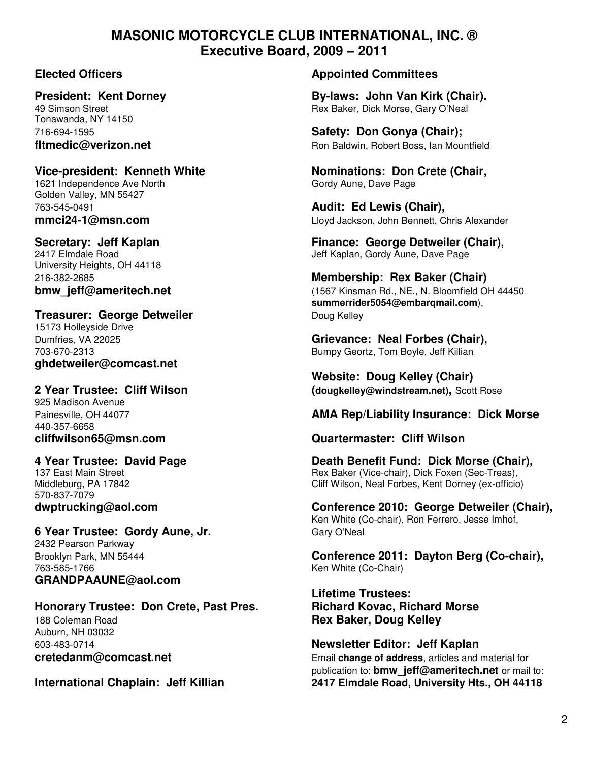# MASONIC MOTORCYCLE CLUB INTERNATIONAL, INC. ®
## Executive Board, 2009 – 2011

### Elected Officers

**President: Kent Dorney**
49 Simson Street
Tonawanda, NY 14150
716-694-1595
**fltmedic@verizon.net**

**Vice-president: Kenneth White**
1621 Independence Ave North
Golden Valley, MN 55427
763-545-0491
**mmci24-1@msn.com**

**Secretary: Jeff Kaplan**
2417 Elmdale Road
University Heights, OH 44118
216-382-2685
**bmw_jeff@ameritech.net**

**Treasurer: George Detweiler**
15173 Holleyside Drive
Dumfries, VA 22025
703-670-2313
**ghdetweiler@comcast.net**

**2 Year Trustee: Cliff Wilson**
925 Madison Avenue
Painesville, OH 44077
440-357-6658
**cliffwilson65@msn.com**

**4 Year Trustee: David Page**
137 East Main Street
Middleburg, PA 17842
570-837-7079
**dwptrucking@aol.com**

**6 Year Trustee: Gordy Aune, Jr.**
2432 Pearson Parkway
Brooklyn Park, MN 55444
763-585-1766
**GRANDPAAUNE@aol.com**

**Honorary Trustee: Don Crete, Past Pres.**
188 Coleman Road
Auburn, NH 03032
603-483-0714
**cretedanm@comcast.net**

**International Chaplain: Jeff Killian**

### Appointed Committees

**By-laws: John Van Kirk (Chair).**
Rex Baker, Dick Morse, Gary O'Neal

**Safety: Don Gonya (Chair);**
Ron Baldwin, Robert Boss, Ian Mountfield

**Nominations: Don Crete (Chair,**
Gordy Aune, Dave Page

**Audit: Ed Lewis (Chair),**
Lloyd Jackson, John Bennett, Chris Alexander

**Finance: George Detweiler (Chair),**
Jeff Kaplan, Gordy Aune, Dave Page

**Membership: Rex Baker (Chair)**
(1567 Kinsman Rd., NE., N. Bloomfield OH 44450 **summerrider5054@embarqmail.com**),
Doug Kelley

**Grievance: Neal Forbes (Chair),**
Bumpy Geortz, Tom Boyle, Jeff Killian

**Website: Doug Kelley (Chair)**
**(dougkelley@windstream.net),** Scott Rose

**AMA Rep/Liability Insurance: Dick Morse**

**Quartermaster: Cliff Wilson**

**Death Benefit Fund: Dick Morse (Chair),**
Rex Baker (Vice-chair), Dick Foxen (Sec-Treas),
Cliff Wilson, Neal Forbes, Kent Dorney (ex-officio)

**Conference 2010: George Detweiler (Chair),**
Ken White (Co-chair), Ron Ferrero, Jesse Imhof,
Gary O'Neal

**Conference 2011: Dayton Berg (Co-chair),**
Ken White (Co-Chair)

**Lifetime Trustees:**
**Richard Kovac, Richard Morse**
**Rex Baker, Doug Kelley**

**Newsletter Editor: Jeff Kaplan**
Email **change of address**, articles and material for publication to: **bmw_jeff@ameritech.net** or mail to:
**2417 Elmdale Road, University Hts., OH 44118**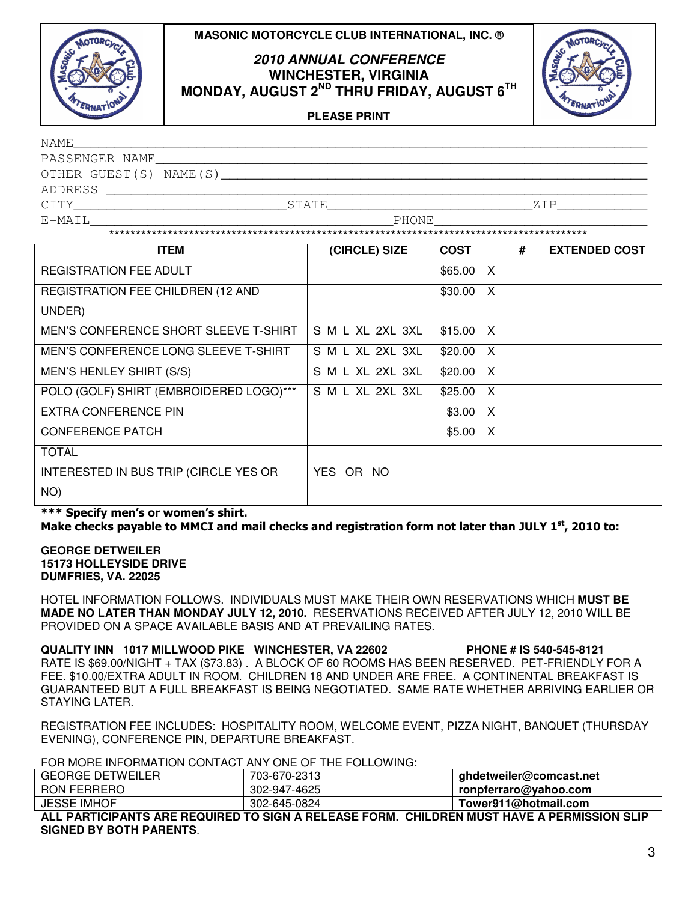**MASONIC MOTORCYCLE CLUB INTERNATIONAL, INC. ®**

## *2010 ANNUAL CONFERENCE*

## WINCHESTER, VIRGINIA

## MONDAY, AUGUST 2ND THRU FRIDAY, AUGUST 6TH

**PLEASE PRINT**

NAME_______________________________________________

PASSENGER NAME_____________________________________

OTHER GUEST(S) NAME(S)_____________________________

ADDRESS ___________________________________________

CITY____________________ STATE____________________ ZIP__________

E-MAIL______________________________ PHONE______________________

\*\*\*\*\*\*\*\*\*\*\*\*\*\*\*\*\*\*\*\*\*\*\*\*\*\*\*\*\*\*\*\*\*\*\*\*\*\*\*\*\*\*\*\*\*\*\*\*\*\*\*\*\*\*\*\*\*\*\*\*\*\*\*\*\*\*\*\*\*\*\*\*\*\*\*\*\*\*\*\*\*\*\*\*\*\*\*\*

| ITEM | (CIRCLE) SIZE | COST | | # | EXTENDED COST |
|---|---|---|---|---|---|
| REGISTRATION FEE ADULT | | $65.00 | X | | |
| REGISTRATION FEE CHILDREN (12 AND UNDER) | | $30.00 | X | | |
| MEN'S CONFERENCE SHORT SLEEVE T-SHIRT | S M L XL 2XL 3XL | $15.00 | X | | |
| MEN'S CONFERENCE LONG SLEEVE T-SHIRT | S M L XL 2XL 3XL | $20.00 | X | | |
| MEN'S HENLEY SHIRT (S/S) | S M L XL 2XL 3XL | $20.00 | X | | |
| POLO (GOLF) SHIRT (EMBROIDERED LOGO)*** | S M L XL 2XL 3XL | $25.00 | X | | |
| EXTRA CONFERENCE PIN | | $3.00 | X | | |
| CONFERENCE PATCH | | $5.00 | X | | |
| TOTAL | | | | | |
| INTERESTED IN BUS TRIP (CIRCLE YES OR NO) | YES OR NO | | | | |

**\*\*\* Specify men's or women's shirt.**

**Make checks payable to MMCI and mail checks and registration form not later than JULY 1st, 2010 to:**

**GEORGE DETWEILER**
**15173 HOLLEYSIDE DRIVE**
**DUMFRIES, VA. 22025**

HOTEL INFORMATION FOLLOWS. INDIVIDUALS MUST MAKE THEIR OWN RESERVATIONS WHICH **MUST BE MADE NO LATER THAN MONDAY JULY 12, 2010.** RESERVATIONS RECEIVED AFTER JULY 12, 2010 WILL BE PROVIDED ON A SPACE AVAILABLE BASIS AND AT PREVAILING RATES.

**QUALITY INN 1017 MILLWOOD PIKE WINCHESTER, VA 22602 PHONE # IS 540-545-8121**
RATE IS $69.00/NIGHT + TAX ($73.83) . A BLOCK OF 60 ROOMS HAS BEEN RESERVED. PET-FRIENDLY FOR A FEE. $10.00/EXTRA ADULT IN ROOM. CHILDREN 18 AND UNDER ARE FREE. A CONTINENTAL BREAKFAST IS GUARANTEED BUT A FULL BREAKFAST IS BEING NEGOTIATED. SAME RATE WHETHER ARRIVING EARLIER OR STAYING LATER.

REGISTRATION FEE INCLUDES: HOSPITALITY ROOM, WELCOME EVENT, PIZZA NIGHT, BANQUET (THURSDAY EVENING), CONFERENCE PIN, DEPARTURE BREAKFAST.

FOR MORE INFORMATION CONTACT ANY ONE OF THE FOLLOWING:

| GEORGE DETWEILER | 703-670-2313 | **ghdetweiler@comcast.net** |
|---|---|---|
| RON FERRERO | 302-947-4625 | **ronpferraro@yahoo.com** |
| JESSE IMHOF | 302-645-0824 | **Tower911@hotmail.com** |

**ALL PARTICIPANTS ARE REQUIRED TO SIGN A RELEASE FORM. CHILDREN MUST HAVE A PERMISSION SLIP SIGNED BY BOTH PARENTS**.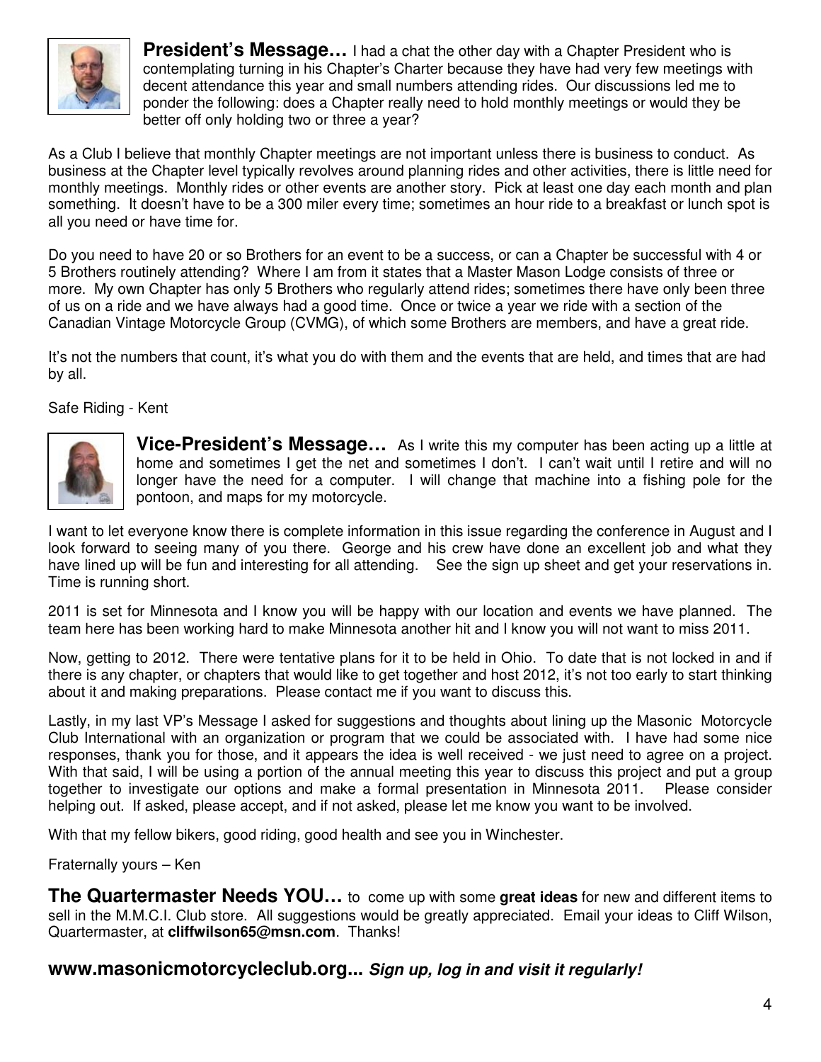**President's Message…** I had a chat the other day with a Chapter President who is contemplating turning in his Chapter's Charter because they have had very few meetings with decent attendance this year and small numbers attending rides. Our discussions led me to ponder the following: does a Chapter really need to hold monthly meetings or would they be better off only holding two or three a year?

As a Club I believe that monthly Chapter meetings are not important unless there is business to conduct. As business at the Chapter level typically revolves around planning rides and other activities, there is little need for monthly meetings. Monthly rides or other events are another story. Pick at least one day each month and plan something. It doesn't have to be a 300 miler every time; sometimes an hour ride to a breakfast or lunch spot is all you need or have time for.

Do you need to have 20 or so Brothers for an event to be a success, or can a Chapter be successful with 4 or 5 Brothers routinely attending? Where I am from it states that a Master Mason Lodge consists of three or more. My own Chapter has only 5 Brothers who regularly attend rides; sometimes there have only been three of us on a ride and we have always had a good time. Once or twice a year we ride with a section of the Canadian Vintage Motorcycle Group (CVMG), of which some Brothers are members, and have a great ride.

It's not the numbers that count, it's what you do with them and the events that are held, and times that are had by all.

Safe Riding - Kent

**Vice-President's Message…** As I write this my computer has been acting up a little at home and sometimes I get the net and sometimes I don't. I can't wait until I retire and will no longer have the need for a computer. I will change that machine into a fishing pole for the pontoon, and maps for my motorcycle.

I want to let everyone know there is complete information in this issue regarding the conference in August and I look forward to seeing many of you there. George and his crew have done an excellent job and what they have lined up will be fun and interesting for all attending. See the sign up sheet and get your reservations in. Time is running short.

2011 is set for Minnesota and I know you will be happy with our location and events we have planned. The team here has been working hard to make Minnesota another hit and I know you will not want to miss 2011.

Now, getting to 2012. There were tentative plans for it to be held in Ohio. To date that is not locked in and if there is any chapter, or chapters that would like to get together and host 2012, it's not too early to start thinking about it and making preparations. Please contact me if you want to discuss this.

Lastly, in my last VP's Message I asked for suggestions and thoughts about lining up the Masonic Motorcycle Club International with an organization or program that we could be associated with. I have had some nice responses, thank you for those, and it appears the idea is well received - we just need to agree on a project. With that said, I will be using a portion of the annual meeting this year to discuss this project and put a group together to investigate our options and make a formal presentation in Minnesota 2011. Please consider helping out. If asked, please accept, and if not asked, please let me know you want to be involved.

With that my fellow bikers, good riding, good health and see you in Winchester.

Fraternally yours – Ken

**The Quartermaster Needs YOU…** to come up with some **great ideas** for new and different items to sell in the M.M.C.I. Club store. All suggestions would be greatly appreciated. Email your ideas to Cliff Wilson, Quartermaster, at **cliffwilson65@msn.com**. Thanks!

**www.masonicmotorcycleclub.org...** ***Sign up, log in and visit it regularly!***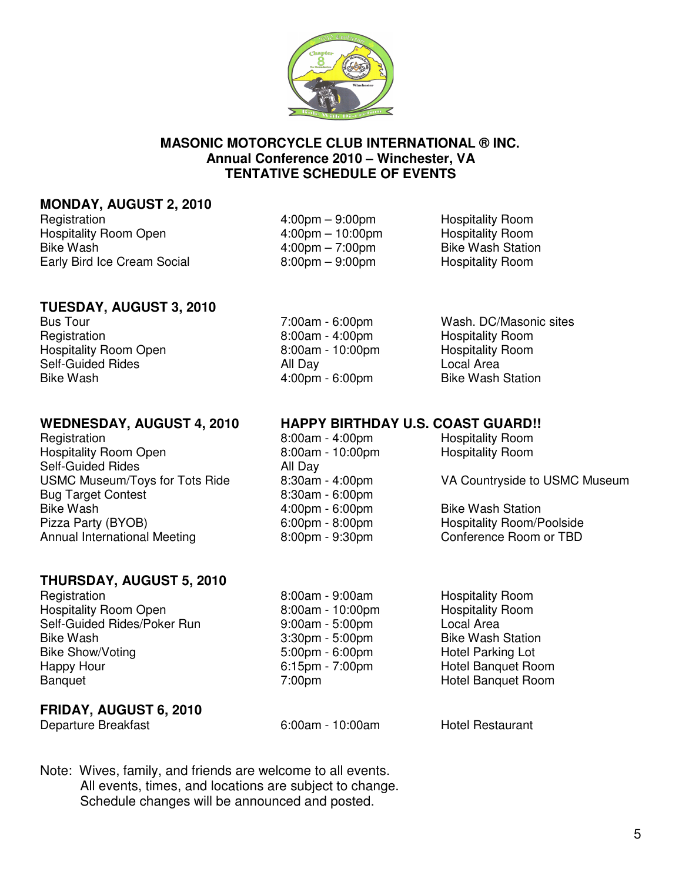**MASONIC MOTORCYCLE CLUB INTERNATIONAL ® INC.**
**Annual Conference 2010 – Winchester, VA**
**TENTATIVE SCHEDULE OF EVENTS**

## MONDAY, AUGUST 2, 2010

| Event | Time | Location |
|---|---|---|
| Registration | 4:00pm – 9:00pm | Hospitality Room |
| Hospitality Room Open | 4:00pm – 10:00pm | Hospitality Room |
| Bike Wash | 4:00pm – 7:00pm | Bike Wash Station |
| Early Bird Ice Cream Social | 8:00pm – 9:00pm | Hospitality Room |

## TUESDAY, AUGUST 3, 2010

| Event | Time | Location |
|---|---|---|
| Bus Tour | 7:00am - 6:00pm | Wash. DC/Masonic sites |
| Registration | 8:00am - 4:00pm | Hospitality Room |
| Hospitality Room Open | 8:00am - 10:00pm | Hospitality Room |
| Self-Guided Rides | All Day | Local Area |
| Bike Wash | 4:00pm - 6:00pm | Bike Wash Station |

## WEDNESDAY, AUGUST 4, 2010 — HAPPY BIRTHDAY U.S. COAST GUARD!!

| Event | Time | Location |
|---|---|---|
| Registration | 8:00am - 4:00pm | Hospitality Room |
| Hospitality Room Open | 8:00am - 10:00pm | Hospitality Room |
| Self-Guided Rides | All Day | |
| USMC Museum/Toys for Tots Ride | 8:30am - 4:00pm | VA Countryside to USMC Museum |
| Bug Target Contest | 8:30am - 6:00pm | |
| Bike Wash | 4:00pm - 6:00pm | Bike Wash Station |
| Pizza Party (BYOB) | 6:00pm - 8:00pm | Hospitality Room/Poolside |
| Annual International Meeting | 8:00pm - 9:30pm | Conference Room or TBD |

## THURSDAY, AUGUST 5, 2010

| Event | Time | Location |
|---|---|---|
| Registration | 8:00am - 9:00am | Hospitality Room |
| Hospitality Room Open | 8:00am - 10:00pm | Hospitality Room |
| Self-Guided Rides/Poker Run | 9:00am - 5:00pm | Local Area |
| Bike Wash | 3:30pm - 5:00pm | Bike Wash Station |
| Bike Show/Voting | 5:00pm - 6:00pm | Hotel Parking Lot |
| Happy Hour | 6:15pm - 7:00pm | Hotel Banquet Room |
| Banquet | 7:00pm | Hotel Banquet Room |

## FRIDAY, AUGUST 6, 2010

| Event | Time | Location |
|---|---|---|
| Departure Breakfast | 6:00am - 10:00am | Hotel Restaurant |

Note: Wives, family, and friends are welcome to all events.
All events, times, and locations are subject to change.
Schedule changes will be announced and posted.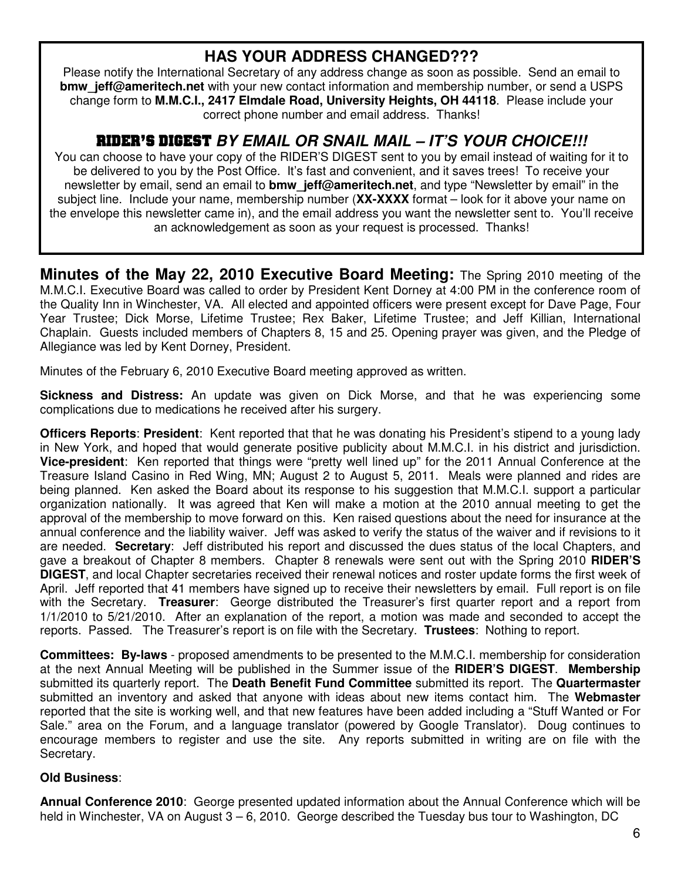## HAS YOUR ADDRESS CHANGED???

Please notify the International Secretary of any address change as soon as possible. Send an email to **bmw_jeff@ameritech.net** with your new contact information and membership number, or send a USPS change form to **M.M.C.I., 2417 Elmdale Road, University Heights, OH 44118**. Please include your correct phone number and email address. Thanks!

## RIDER'S DIGEST *BY EMAIL OR SNAIL MAIL – IT'S YOUR CHOICE!!!*

You can choose to have your copy of the RIDER'S DIGEST sent to you by email instead of waiting for it to be delivered to you by the Post Office. It's fast and convenient, and it saves trees! To receive your newsletter by email, send an email to **bmw_jeff@ameritech.net**, and type "Newsletter by email" in the subject line. Include your name, membership number (**XX-XXXX** format – look for it above your name on the envelope this newsletter came in), and the email address you want the newsletter sent to. You'll receive an acknowledgement as soon as your request is processed. Thanks!

**Minutes of the May 22, 2010 Executive Board Meeting:** The Spring 2010 meeting of the M.M.C.I. Executive Board was called to order by President Kent Dorney at 4:00 PM in the conference room of the Quality Inn in Winchester, VA. All elected and appointed officers were present except for Dave Page, Four Year Trustee; Dick Morse, Lifetime Trustee; Rex Baker, Lifetime Trustee; and Jeff Killian, International Chaplain. Guests included members of Chapters 8, 15 and 25. Opening prayer was given, and the Pledge of Allegiance was led by Kent Dorney, President.

Minutes of the February 6, 2010 Executive Board meeting approved as written.

**Sickness and Distress:** An update was given on Dick Morse, and that he was experiencing some complications due to medications he received after his surgery.

**Officers Reports**: **President**: Kent reported that that he was donating his President's stipend to a young lady in New York, and hoped that would generate positive publicity about M.M.C.I. in his district and jurisdiction. **Vice-president**: Ken reported that things were "pretty well lined up" for the 2011 Annual Conference at the Treasure Island Casino in Red Wing, MN; August 2 to August 5, 2011. Meals were planned and rides are being planned. Ken asked the Board about its response to his suggestion that M.M.C.I. support a particular organization nationally. It was agreed that Ken will make a motion at the 2010 annual meeting to get the approval of the membership to move forward on this. Ken raised questions about the need for insurance at the annual conference and the liability waiver. Jeff was asked to verify the status of the waiver and if revisions to it are needed. **Secretary**: Jeff distributed his report and discussed the dues status of the local Chapters, and gave a breakout of Chapter 8 members. Chapter 8 renewals were sent out with the Spring 2010 **RIDER'S DIGEST**, and local Chapter secretaries received their renewal notices and roster update forms the first week of April. Jeff reported that 41 members have signed up to receive their newsletters by email. Full report is on file with the Secretary. **Treasurer**: George distributed the Treasurer's first quarter report and a report from 1/1/2010 to 5/21/2010. After an explanation of the report, a motion was made and seconded to accept the reports. Passed. The Treasurer's report is on file with the Secretary. **Trustees**: Nothing to report.

**Committees: By-laws** - proposed amendments to be presented to the M.M.C.I. membership for consideration at the next Annual Meeting will be published in the Summer issue of the **RIDER'S DIGEST**. **Membership** submitted its quarterly report. The **Death Benefit Fund Committee** submitted its report. The **Quartermaster** submitted an inventory and asked that anyone with ideas about new items contact him. The **Webmaster** reported that the site is working well, and that new features have been added including a "Stuff Wanted or For Sale." area on the Forum, and a language translator (powered by Google Translator). Doug continues to encourage members to register and use the site. Any reports submitted in writing are on file with the Secretary.

**Old Business**:

**Annual Conference 2010**: George presented updated information about the Annual Conference which will be held in Winchester, VA on August 3 – 6, 2010. George described the Tuesday bus tour to Washington, DC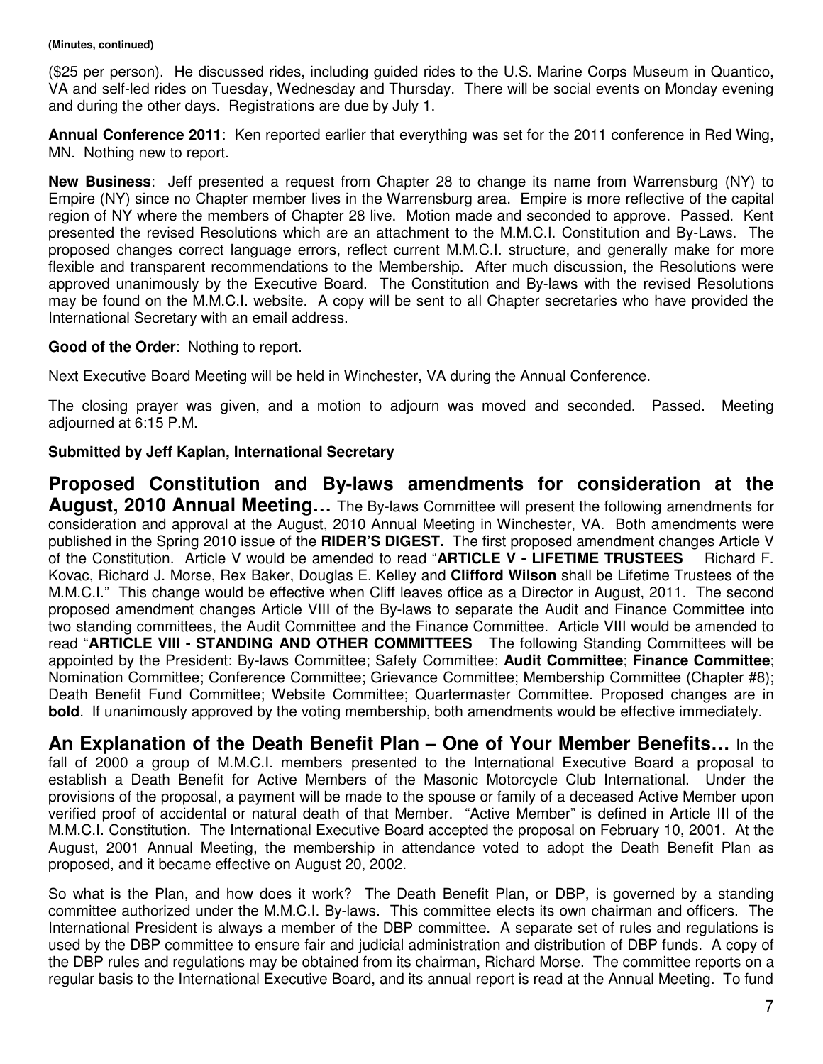**(Minutes, continued)**

($25 per person). He discussed rides, including guided rides to the U.S. Marine Corps Museum in Quantico, VA and self-led rides on Tuesday, Wednesday and Thursday. There will be social events on Monday evening and during the other days. Registrations are due by July 1.

**Annual Conference 2011**: Ken reported earlier that everything was set for the 2011 conference in Red Wing, MN. Nothing new to report.

**New Business**: Jeff presented a request from Chapter 28 to change its name from Warrensburg (NY) to Empire (NY) since no Chapter member lives in the Warrensburg area. Empire is more reflective of the capital region of NY where the members of Chapter 28 live. Motion made and seconded to approve. Passed. Kent presented the revised Resolutions which are an attachment to the M.M.C.I. Constitution and By-Laws. The proposed changes correct language errors, reflect current M.M.C.I. structure, and generally make for more flexible and transparent recommendations to the Membership. After much discussion, the Resolutions were approved unanimously by the Executive Board. The Constitution and By-laws with the revised Resolutions may be found on the M.M.C.I. website. A copy will be sent to all Chapter secretaries who have provided the International Secretary with an email address.

**Good of the Order**: Nothing to report.

Next Executive Board Meeting will be held in Winchester, VA during the Annual Conference.

The closing prayer was given, and a motion to adjourn was moved and seconded. Passed. Meeting adjourned at 6:15 P.M.

**Submitted by Jeff Kaplan, International Secretary**

**Proposed Constitution and By-laws amendments for consideration at the August, 2010 Annual Meeting…** The By-laws Committee will present the following amendments for consideration and approval at the August, 2010 Annual Meeting in Winchester, VA. Both amendments were published in the Spring 2010 issue of the **RIDER'S DIGEST.** The first proposed amendment changes Article V of the Constitution. Article V would be amended to read "**ARTICLE V - LIFETIME TRUSTEES** Richard F. Kovac, Richard J. Morse, Rex Baker, Douglas E. Kelley and **Clifford Wilson** shall be Lifetime Trustees of the M.M.C.I." This change would be effective when Cliff leaves office as a Director in August, 2011. The second proposed amendment changes Article VIII of the By-laws to separate the Audit and Finance Committee into two standing committees, the Audit Committee and the Finance Committee. Article VIII would be amended to read "**ARTICLE VIII - STANDING AND OTHER COMMITTEES** The following Standing Committees will be appointed by the President: By-laws Committee; Safety Committee; **Audit Committee**; **Finance Committee**; Nomination Committee; Conference Committee; Grievance Committee; Membership Committee (Chapter #8); Death Benefit Fund Committee; Website Committee; Quartermaster Committee. Proposed changes are in **bold**. If unanimously approved by the voting membership, both amendments would be effective immediately.

**An Explanation of the Death Benefit Plan – One of Your Member Benefits…** In the fall of 2000 a group of M.M.C.I. members presented to the International Executive Board a proposal to establish a Death Benefit for Active Members of the Masonic Motorcycle Club International. Under the provisions of the proposal, a payment will be made to the spouse or family of a deceased Active Member upon verified proof of accidental or natural death of that Member. "Active Member" is defined in Article III of the M.M.C.I. Constitution. The International Executive Board accepted the proposal on February 10, 2001. At the August, 2001 Annual Meeting, the membership in attendance voted to adopt the Death Benefit Plan as proposed, and it became effective on August 20, 2002.

So what is the Plan, and how does it work? The Death Benefit Plan, or DBP, is governed by a standing committee authorized under the M.M.C.I. By-laws. This committee elects its own chairman and officers. The International President is always a member of the DBP committee. A separate set of rules and regulations is used by the DBP committee to ensure fair and judicial administration and distribution of DBP funds. A copy of the DBP rules and regulations may be obtained from its chairman, Richard Morse. The committee reports on a regular basis to the International Executive Board, and its annual report is read at the Annual Meeting. To fund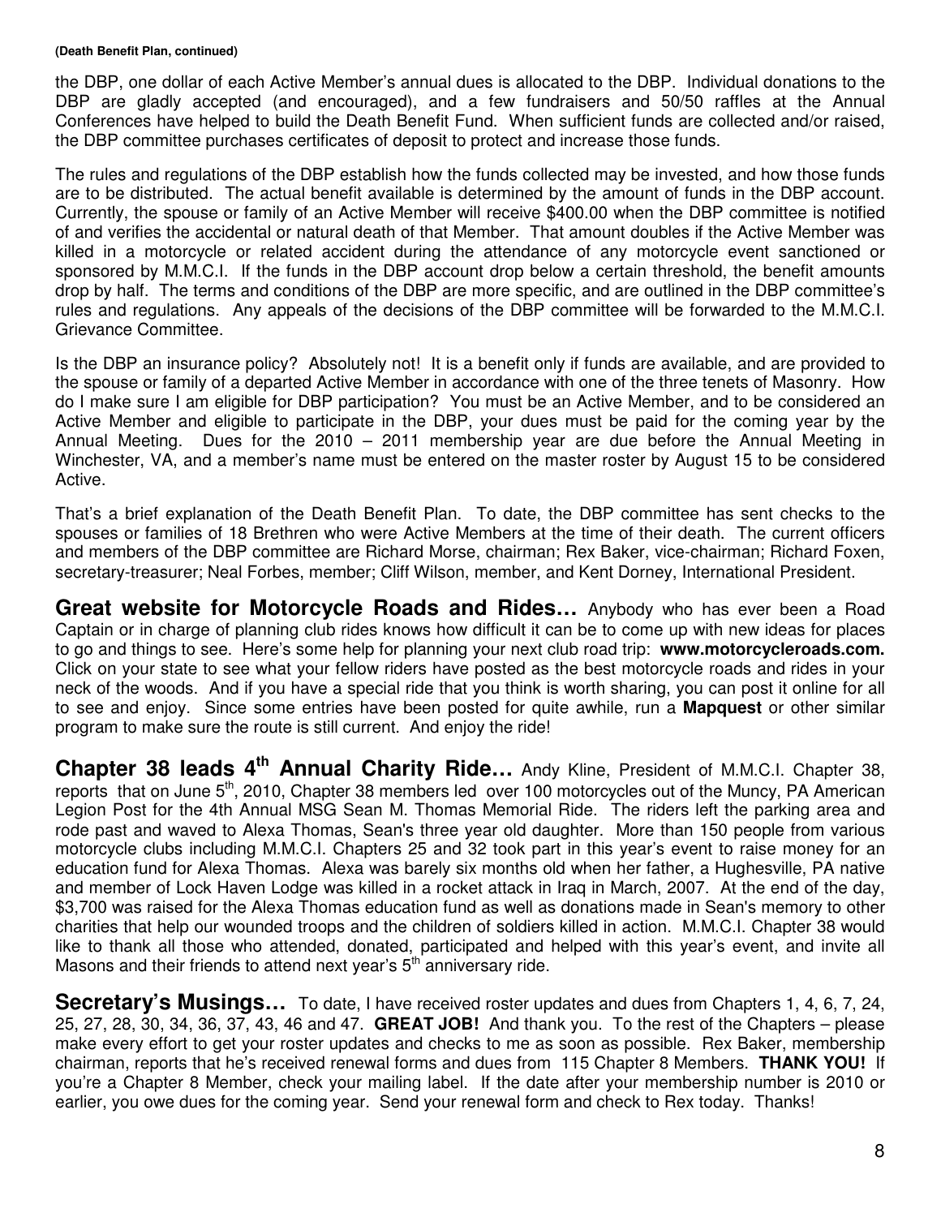**(Death Benefit Plan, continued)**

the DBP, one dollar of each Active Member's annual dues is allocated to the DBP. Individual donations to the DBP are gladly accepted (and encouraged), and a few fundraisers and 50/50 raffles at the Annual Conferences have helped to build the Death Benefit Fund. When sufficient funds are collected and/or raised, the DBP committee purchases certificates of deposit to protect and increase those funds.

The rules and regulations of the DBP establish how the funds collected may be invested, and how those funds are to be distributed. The actual benefit available is determined by the amount of funds in the DBP account. Currently, the spouse or family of an Active Member will receive $400.00 when the DBP committee is notified of and verifies the accidental or natural death of that Member. That amount doubles if the Active Member was killed in a motorcycle or related accident during the attendance of any motorcycle event sanctioned or sponsored by M.M.C.I. If the funds in the DBP account drop below a certain threshold, the benefit amounts drop by half. The terms and conditions of the DBP are more specific, and are outlined in the DBP committee's rules and regulations. Any appeals of the decisions of the DBP committee will be forwarded to the M.M.C.I. Grievance Committee.

Is the DBP an insurance policy? Absolutely not! It is a benefit only if funds are available, and are provided to the spouse or family of a departed Active Member in accordance with one of the three tenets of Masonry. How do I make sure I am eligible for DBP participation? You must be an Active Member, and to be considered an Active Member and eligible to participate in the DBP, your dues must be paid for the coming year by the Annual Meeting. Dues for the 2010 – 2011 membership year are due before the Annual Meeting in Winchester, VA, and a member's name must be entered on the master roster by August 15 to be considered Active.

That's a brief explanation of the Death Benefit Plan. To date, the DBP committee has sent checks to the spouses or families of 18 Brethren who were Active Members at the time of their death. The current officers and members of the DBP committee are Richard Morse, chairman; Rex Baker, vice-chairman; Richard Foxen, secretary-treasurer; Neal Forbes, member; Cliff Wilson, member, and Kent Dorney, International President.

**Great website for Motorcycle Roads and Rides…** Anybody who has ever been a Road Captain or in charge of planning club rides knows how difficult it can be to come up with new ideas for places to go and things to see. Here's some help for planning your next club road trip: **www.motorcycleroads.com.** Click on your state to see what your fellow riders have posted as the best motorcycle roads and rides in your neck of the woods. And if you have a special ride that you think is worth sharing, you can post it online for all to see and enjoy. Since some entries have been posted for quite awhile, run a **Mapquest** or other similar program to make sure the route is still current. And enjoy the ride!

**Chapter 38 leads 4th Annual Charity Ride…** Andy Kline, President of M.M.C.I. Chapter 38, reports that on June 5th, 2010, Chapter 38 members led over 100 motorcycles out of the Muncy, PA American Legion Post for the 4th Annual MSG Sean M. Thomas Memorial Ride. The riders left the parking area and rode past and waved to Alexa Thomas, Sean's three year old daughter. More than 150 people from various motorcycle clubs including M.M.C.I. Chapters 25 and 32 took part in this year's event to raise money for an education fund for Alexa Thomas. Alexa was barely six months old when her father, a Hughesville, PA native and member of Lock Haven Lodge was killed in a rocket attack in Iraq in March, 2007. At the end of the day, $3,700 was raised for the Alexa Thomas education fund as well as donations made in Sean's memory to other charities that help our wounded troops and the children of soldiers killed in action. M.M.C.I. Chapter 38 would like to thank all those who attended, donated, participated and helped with this year's event, and invite all Masons and their friends to attend next year's 5th anniversary ride.

**Secretary's Musings…** To date, I have received roster updates and dues from Chapters 1, 4, 6, 7, 24, 25, 27, 28, 30, 34, 36, 37, 43, 46 and 47. **GREAT JOB!** And thank you. To the rest of the Chapters – please make every effort to get your roster updates and checks to me as soon as possible. Rex Baker, membership chairman, reports that he's received renewal forms and dues from 115 Chapter 8 Members. **THANK YOU!** If you're a Chapter 8 Member, check your mailing label. If the date after your membership number is 2010 or earlier, you owe dues for the coming year. Send your renewal form and check to Rex today. Thanks!